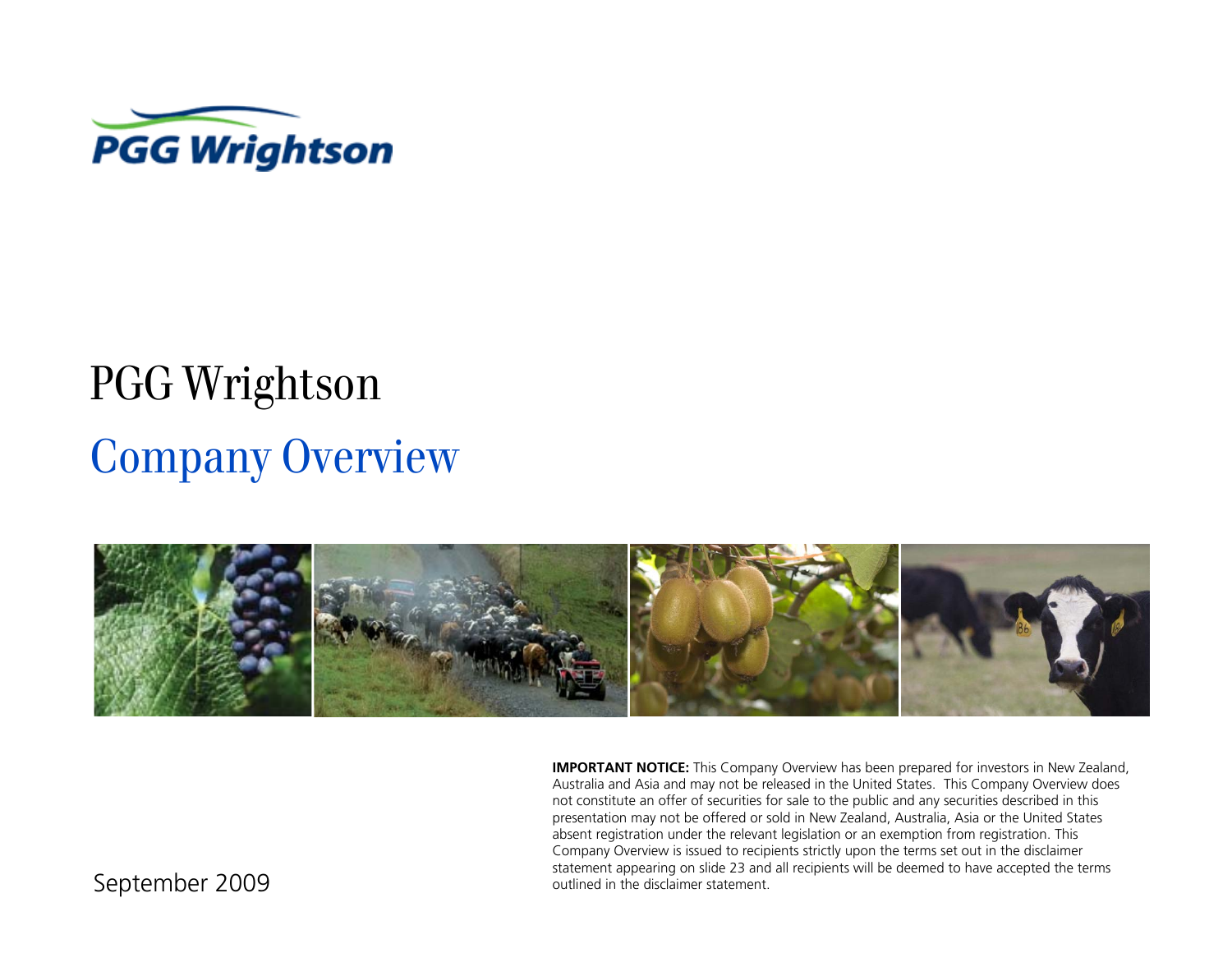PGG Wrightson

# PGG Wrightson

## Company Overview

**IMPORTANT NOTICE:** This Company Overview has been prepared for investors in New Zealand, Australia and Asia and may not be released in the United States. This Company Overview does not constitute an offer of securities for sale to the public and any securities described in this presentation may not be offered or sold in New Zealand, Australia, Asia or the United States absent registration under the relevant legislation or an exemption from registration. This Company Overview is issued to recipients strictly upon the terms set out in the disclaimer statement appearing on slide 23 and all recipients will be deemed to have accepted the terms outlined in the disclaimer statement.

September 2009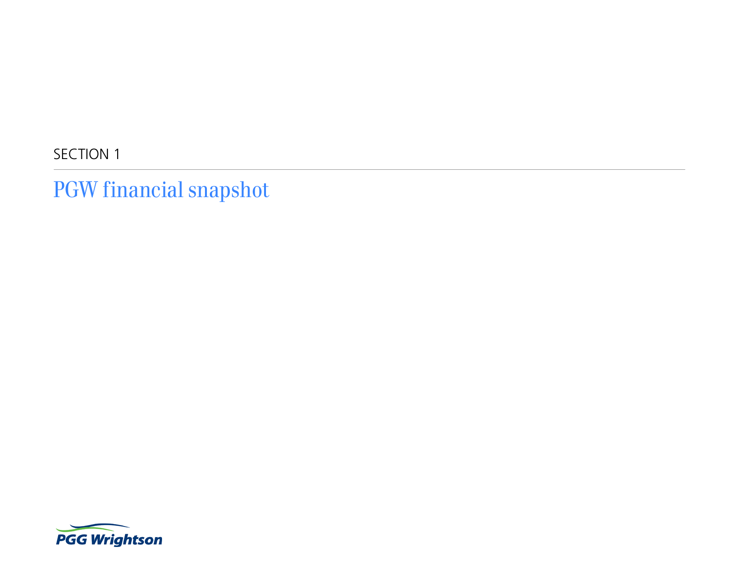SECTION 1

# PGW financial snapshot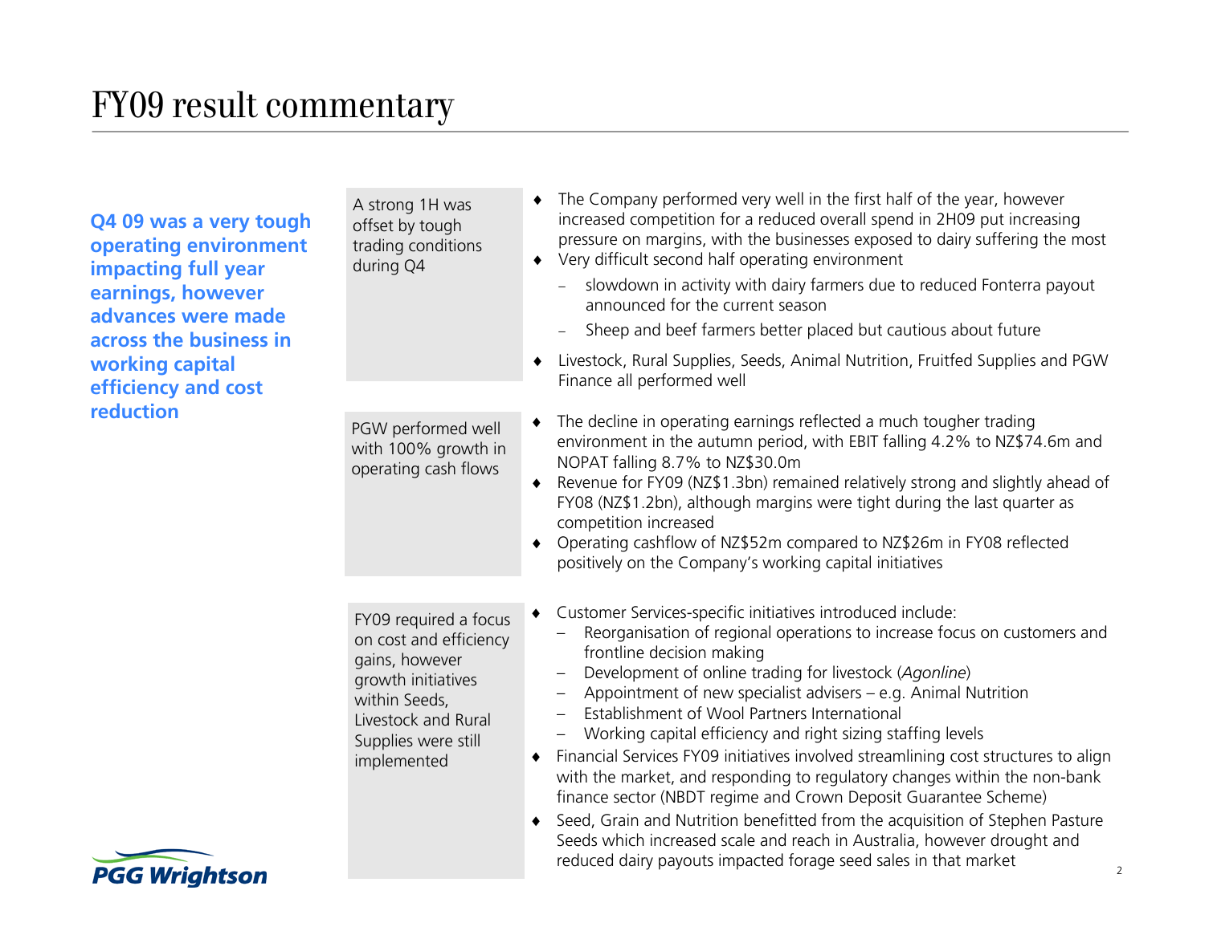# FY09 result commentary

**Q4 09 was a very tough operating environment impacting full year earnings, however advances were made across the business in working capital efficiency and cost reduction**

**A strong 1H was offset by tough trading conditions during Q4**

- The Company performed very well in the first half of the year, however increased competition for a reduced overall spend in 2H09 put increasing pressure on margins, with the businesses exposed to dairy suffering the most
- Very difficult second half operating environment
  - slowdown in activity with dairy farmers due to reduced Fonterra payout announced for the current season
  - Sheep and beef farmers better placed but cautious about future
- Livestock, Rural Supplies, Seeds, Animal Nutrition, Fruitfed Supplies and PGW Finance all performed well

**PGW performed well with 100% growth in operating cash flows**

- The decline in operating earnings reflected a much tougher trading environment in the autumn period, with EBIT falling 4.2% to NZ$74.6m and NOPAT falling 8.7% to NZ$30.0m
- Revenue for FY09 (NZ$1.3bn) remained relatively strong and slightly ahead of FY08 (NZ$1.2bn), although margins were tight during the last quarter as competition increased
- Operating cashflow of NZ$52m compared to NZ$26m in FY08 reflected positively on the Company's working capital initiatives

**FY09 required a focus on cost and efficiency gains, however growth initiatives within Seeds, Livestock and Rural Supplies were still implemented**

- Customer Services-specific initiatives introduced include:
  - Reorganisation of regional operations to increase focus on customers and frontline decision making
  - Development of online trading for livestock (*Agonline*)
  - Appointment of new specialist advisers – e.g. Animal Nutrition
  - Establishment of Wool Partners International
  - Working capital efficiency and right sizing staffing levels
- Financial Services FY09 initiatives involved streamlining cost structures to align with the market, and responding to regulatory changes within the non-bank finance sector (NBDT regime and Crown Deposit Guarantee Scheme)
- Seed, Grain and Nutrition benefitted from the acquisition of Stephen Pasture Seeds which increased scale and reach in Australia, however drought and reduced dairy payouts impacted forage seed sales in that market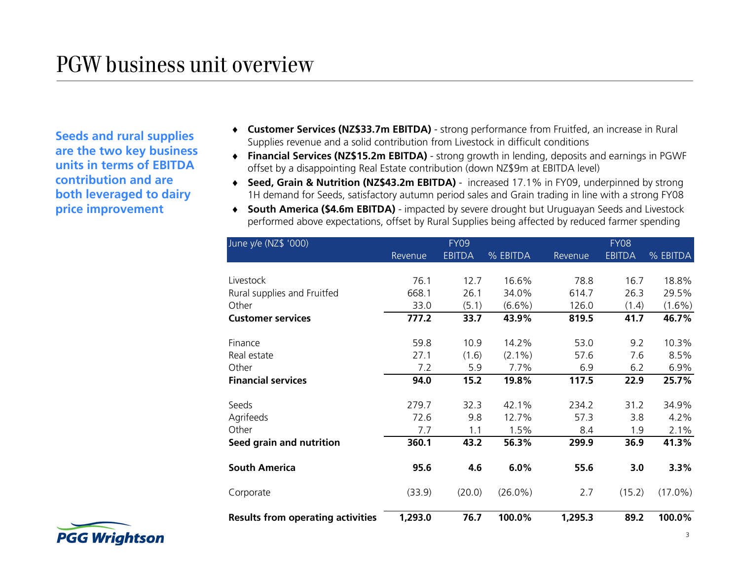# PGW business unit overview

**Seeds and rural supplies are the two key business units in terms of EBITDA contribution and are both leveraged to dairy price improvement**

- **Customer Services (NZ$33.7m EBITDA)** - strong performance from Fruitfed, an increase in Rural Supplies revenue and a solid contribution from Livestock in difficult conditions
- **Financial Services (NZ$15.2m EBITDA)** - strong growth in lending, deposits and earnings in PGWF offset by a disappointing Real Estate contribution (down NZ$9m at EBITDA level)
- **Seed, Grain & Nutrition (NZ$43.2m EBITDA)** - increased 17.1% in FY09, underpinned by strong 1H demand for Seeds, satisfactory autumn period sales and Grain trading in line with a strong FY08
- **South America ($4.6m EBITDA)** - impacted by severe drought but Uruguayan Seeds and Livestock performed above expectations, offset by Rural Supplies being affected by reduced farmer spending

| June y/e (NZ$ '000) | FY09 | | | FY08 | | |
|---|---|---|---|---|---|---|
| | Revenue | EBITDA | % EBITDA | Revenue | EBITDA | % EBITDA |
| Livestock | 76.1 | 12.7 | 16.6% | 78.8 | 16.7 | 18.8% |
| Rural supplies and Fruitfed | 668.1 | 26.1 | 34.0% | 614.7 | 26.3 | 29.5% |
| Other | 33.0 | (5.1) | (6.6%) | 126.0 | (1.4) | (1.6%) |
| **Customer services** | **777.2** | **33.7** | **43.9%** | **819.5** | **41.7** | **46.7%** |
| Finance | 59.8 | 10.9 | 14.2% | 53.0 | 9.2 | 10.3% |
| Real estate | 27.1 | (1.6) | (2.1%) | 57.6 | 7.6 | 8.5% |
| Other | 7.2 | 5.9 | 7.7% | 6.9 | 6.2 | 6.9% |
| **Financial services** | **94.0** | **15.2** | **19.8%** | **117.5** | **22.9** | **25.7%** |
| Seeds | 279.7 | 32.3 | 42.1% | 234.2 | 31.2 | 34.9% |
| Agrifeeds | 72.6 | 9.8 | 12.7% | 57.3 | 3.8 | 4.2% |
| Other | 7.7 | 1.1 | 1.5% | 8.4 | 1.9 | 2.1% |
| **Seed grain and nutrition** | **360.1** | **43.2** | **56.3%** | **299.9** | **36.9** | **41.3%** |
| **South America** | **95.6** | **4.6** | **6.0%** | **55.6** | **3.0** | **3.3%** |
| Corporate | (33.9) | (20.0) | (26.0%) | 2.7 | (15.2) | (17.0%) |
| **Results from operating activities** | **1,293.0** | **76.7** | **100.0%** | **1,295.3** | **89.2** | **100.0%** |

PGG Wrightson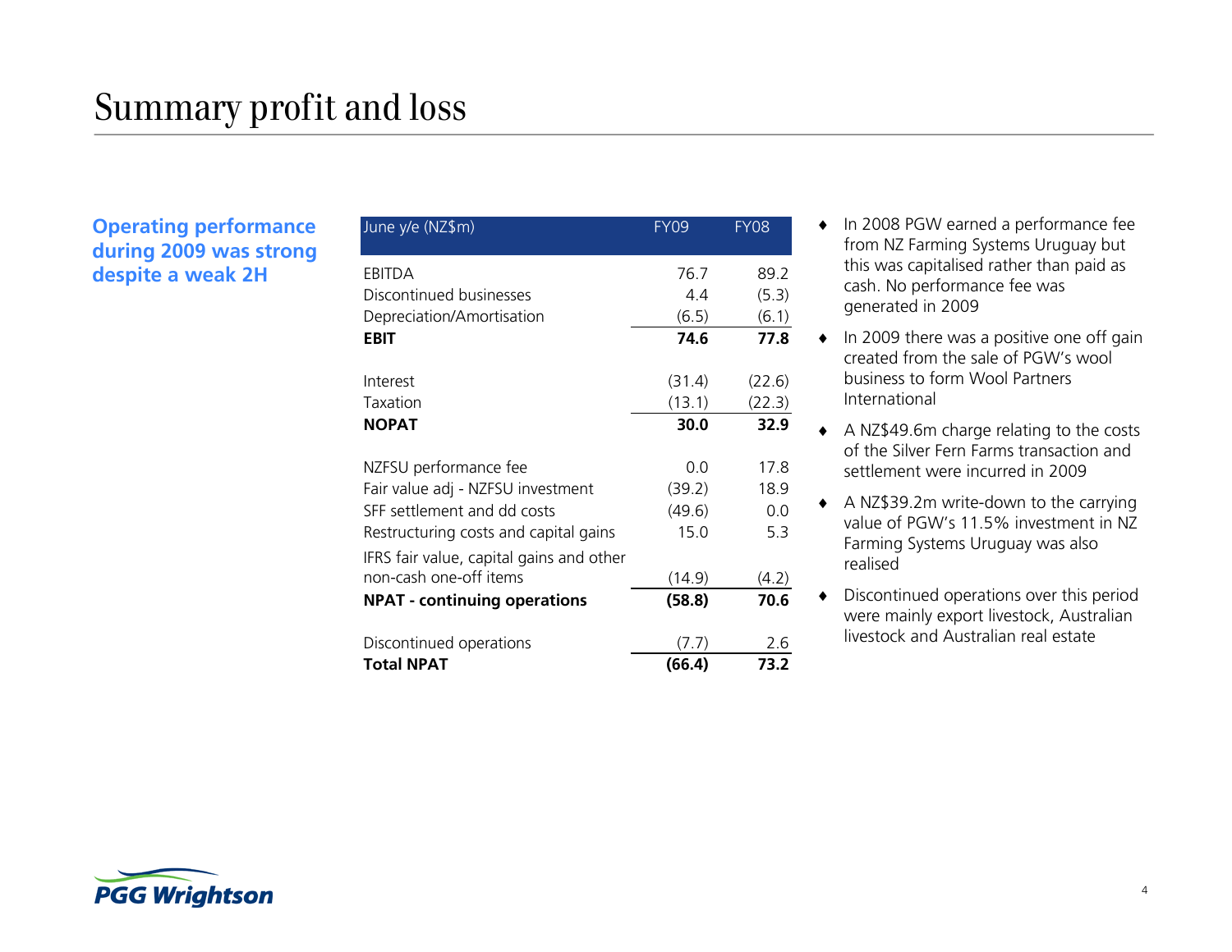# Summary profit and loss

**Operating performance during 2009 was strong despite a weak 2H**

| June y/e (NZ$m) | FY09 | FY08 |
|---|---|---|
| EBITDA | 76.7 | 89.2 |
| Discontinued businesses | 4.4 | (5.3) |
| Depreciation/Amortisation | (6.5) | (6.1) |
| **EBIT** | **74.6** | **77.8** |
| Interest | (31.4) | (22.6) |
| Taxation | (13.1) | (22.3) |
| **NOPAT** | **30.0** | **32.9** |
| NZFSU performance fee | 0.0 | 17.8 |
| Fair value adj - NZFSU investment | (39.2) | 18.9 |
| SFF settlement and dd costs | (49.6) | 0.0 |
| Restructuring costs and capital gains | 15.0 | 5.3 |
| IFRS fair value, capital gains and other non-cash one-off items | (14.9) | (4.2) |
| **NPAT - continuing operations** | **(58.8)** | **70.6** |
| Discontinued operations | (7.7) | 2.6 |
| **Total NPAT** | **(66.4)** | **73.2** |

- In 2008 PGW earned a performance fee from NZ Farming Systems Uruguay but this was capitalised rather than paid as cash. No performance fee was generated in 2009
- In 2009 there was a positive one off gain created from the sale of PGW's wool business to form Wool Partners International
- A NZ$49.6m charge relating to the costs of the Silver Fern Farms transaction and settlement were incurred in 2009
- A NZ$39.2m write-down to the carrying value of PGW's 11.5% investment in NZ Farming Systems Uruguay was also realised
- Discontinued operations over this period were mainly export livestock, Australian livestock and Australian real estate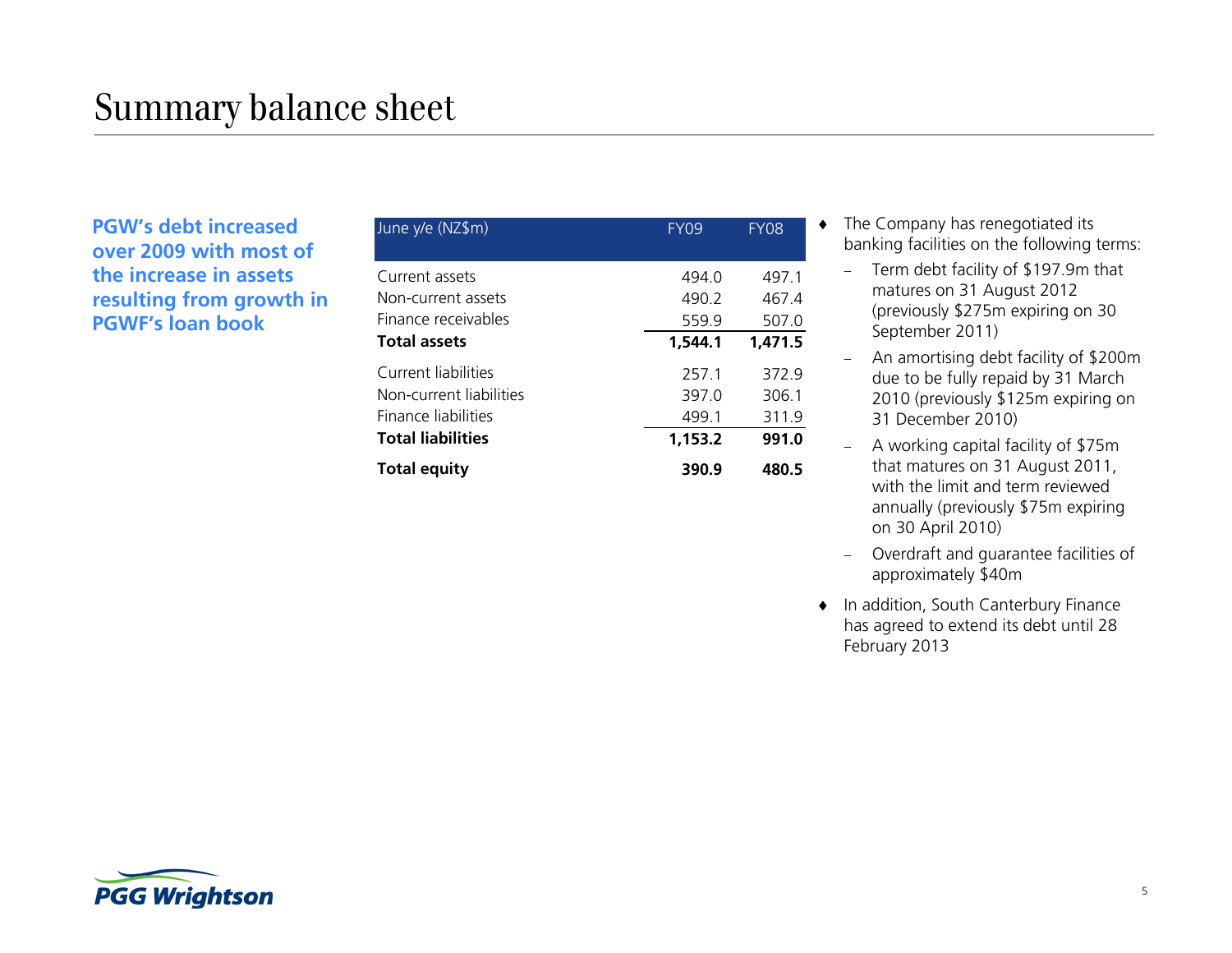# Summary balance sheet

**PGW's debt increased over 2009 with most of the increase in assets resulting from growth in PGWF's loan book**

| June y/e (NZ$m) | FY09 | FY08 |
|---|---|---|
| Current assets | 494.0 | 497.1 |
| Non-current assets | 490.2 | 467.4 |
| Finance receivables | 559.9 | 507.0 |
| **Total assets** | **1,544.1** | **1,471.5** |
| Current liabilities | 257.1 | 372.9 |
| Non-current liabilities | 397.0 | 306.1 |
| Finance liabilities | 499.1 | 311.9 |
| **Total liabilities** | **1,153.2** | **991.0** |
| **Total equity** | **390.9** | **480.5** |

- The Company has renegotiated its banking facilities on the following terms:
  - Term debt facility of $197.9m that matures on 31 August 2012 (previously $275m expiring on 30 September 2011)
  - An amortising debt facility of $200m due to be fully repaid by 31 March 2010 (previously $125m expiring on 31 December 2010)
  - A working capital facility of $75m that matures on 31 August 2011, with the limit and term reviewed annually (previously $75m expiring on 30 April 2010)
  - Overdraft and guarantee facilities of approximately $40m
- In addition, South Canterbury Finance has agreed to extend its debt until 28 February 2013

PGG Wrightson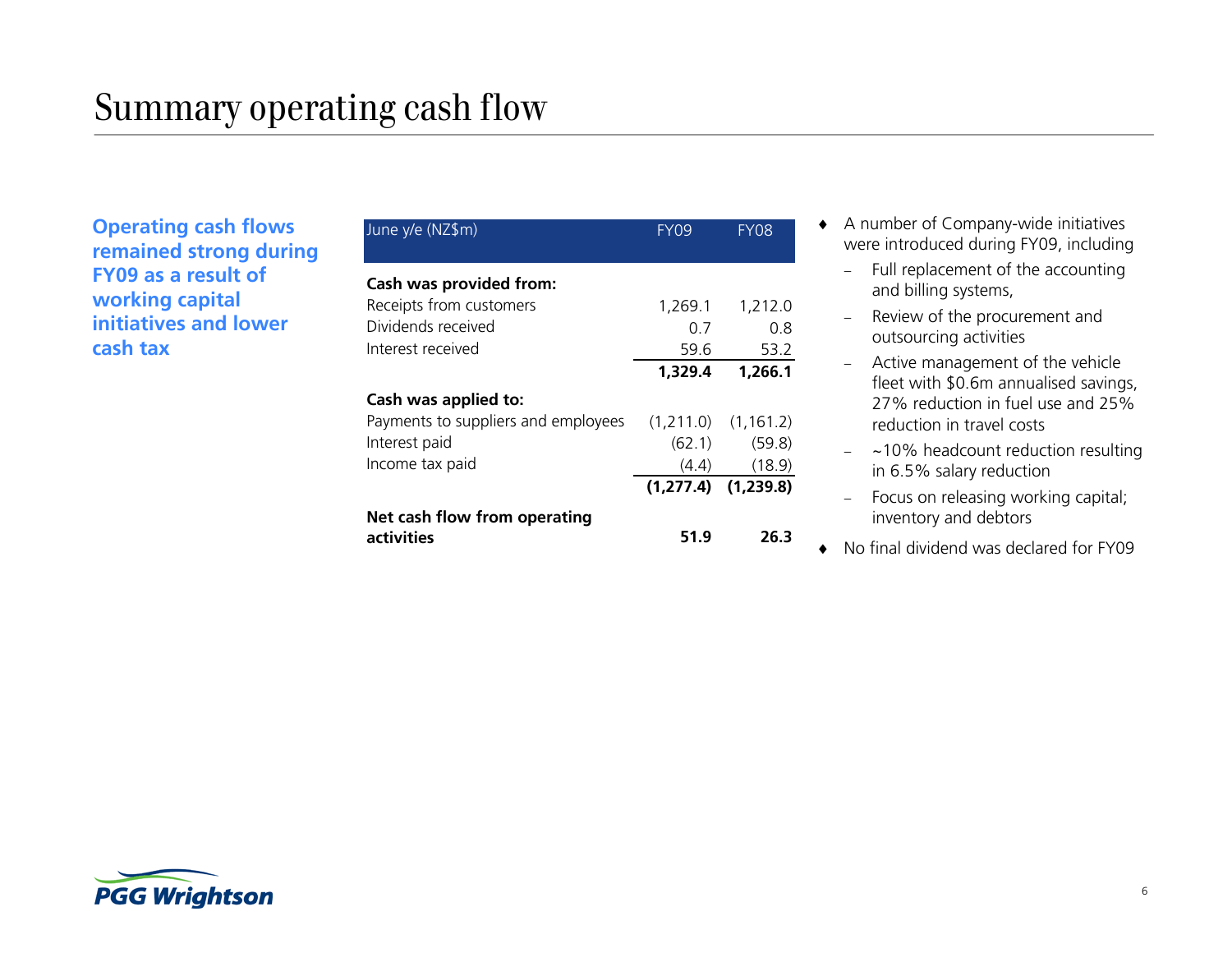# Summary operating cash flow

**Operating cash flows remained strong during FY09 as a result of working capital initiatives and lower cash tax**

| June y/e (NZ$m) | FY09 | FY08 |
|---|---|---|
| **Cash was provided from:** | | |
| Receipts from customers | 1,269.1 | 1,212.0 |
| Dividends received | 0.7 | 0.8 |
| Interest received | 59.6 | 53.2 |
| | **1,329.4** | **1,266.1** |
| **Cash was applied to:** | | |
| Payments to suppliers and employees | (1,211.0) | (1,161.2) |
| Interest paid | (62.1) | (59.8) |
| Income tax paid | (4.4) | (18.9) |
| | **(1,277.4)** | **(1,239.8)** |
| **Net cash flow from operating activities** | **51.9** | **26.3** |

- A number of Company-wide initiatives were introduced during FY09, including
  - Full replacement of the accounting and billing systems,
  - Review of the procurement and outsourcing activities
  - Active management of the vehicle fleet with $0.6m annualised savings, 27% reduction in fuel use and 25% reduction in travel costs
  - ~10% headcount reduction resulting in 6.5% salary reduction
  - Focus on releasing working capital; inventory and debtors
- No final dividend was declared for FY09

PGG Wrightson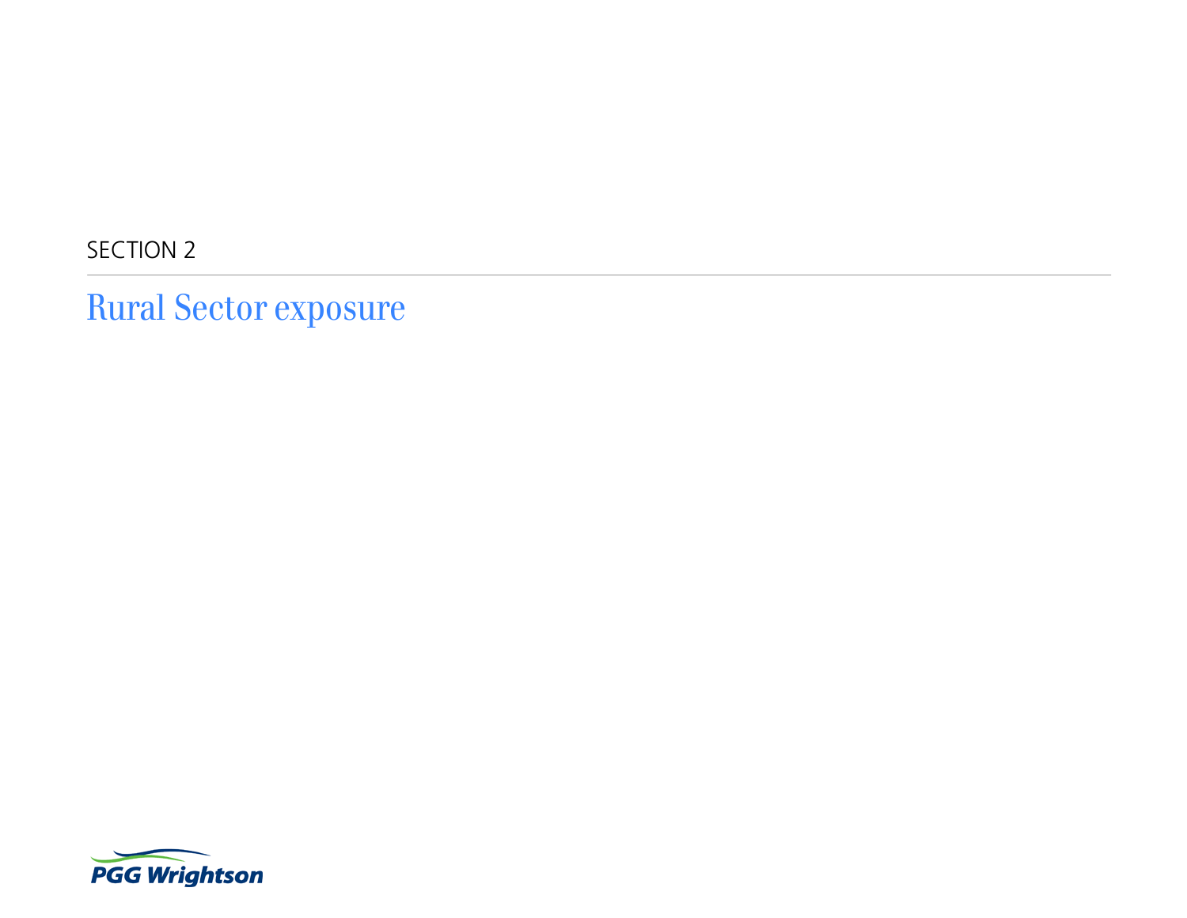SECTION 2

# Rural Sector exposure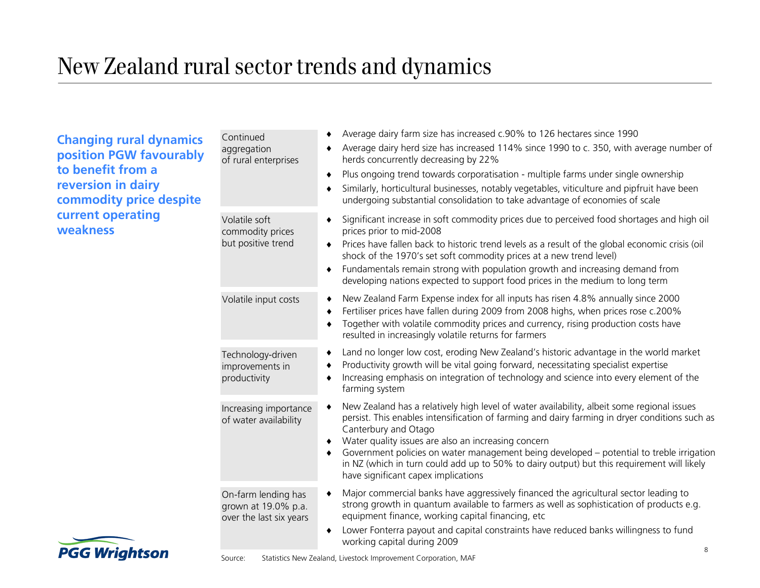# New Zealand rural sector trends and dynamics

**Changing rural dynamics position PGW favourably to benefit from a reversion in dairy commodity price despite current operating weakness**

| | |
|---|---|
| Continued aggregation of rural enterprises | ♦ Average dairy farm size has increased c.90% to 126 hectares since 1990<br>♦ Average dairy herd size has increased 114% since 1990 to c. 350, with average number of herds concurrently decreasing by 22%<br>♦ Plus ongoing trend towards corporatisation - multiple farms under single ownership<br>♦ Similarly, horticultural businesses, notably vegetables, viticulture and pipfruit have been undergoing substantial consolidation to take advantage of economies of scale |
| Volatile soft commodity prices but positive trend | ♦ Significant increase in soft commodity prices due to perceived food shortages and high oil prices prior to mid-2008<br>♦ Prices have fallen back to historic trend levels as a result of the global economic crisis (oil shock of the 1970's set soft commodity prices at a new trend level)<br>♦ Fundamentals remain strong with population growth and increasing demand from developing nations expected to support food prices in the medium to long term |
| Volatile input costs | ♦ New Zealand Farm Expense index for all inputs has risen 4.8% annually since 2000<br>♦ Fertiliser prices have fallen during 2009 from 2008 highs, when prices rose c.200%<br>♦ Together with volatile commodity prices and currency, rising production costs have resulted in increasingly volatile returns for farmers |
| Technology-driven improvements in productivity | ♦ Land no longer low cost, eroding New Zealand's historic advantage in the world market<br>♦ Productivity growth will be vital going forward, necessitating specialist expertise<br>♦ Increasing emphasis on integration of technology and science into every element of the farming system |
| Increasing importance of water availability | ♦ New Zealand has a relatively high level of water availability, albeit some regional issues persist. This enables intensification of farming and dairy farming in dryer conditions such as Canterbury and Otago<br>♦ Water quality issues are also an increasing concern<br>♦ Government policies on water management being developed – potential to treble irrigation in NZ (which in turn could add up to 50% to dairy output) but this requirement will likely have significant capex implications |
| On-farm lending has grown at 19.0% p.a. over the last six years | ♦ Major commercial banks have aggressively financed the agricultural sector leading to strong growth in quantum available to farmers as well as sophistication of products e.g. equipment finance, working capital financing, etc<br>♦ Lower Fonterra payout and capital constraints have reduced banks willingness to fund working capital during 2009 |

Source: Statistics New Zealand, Livestock Improvement Corporation, MAF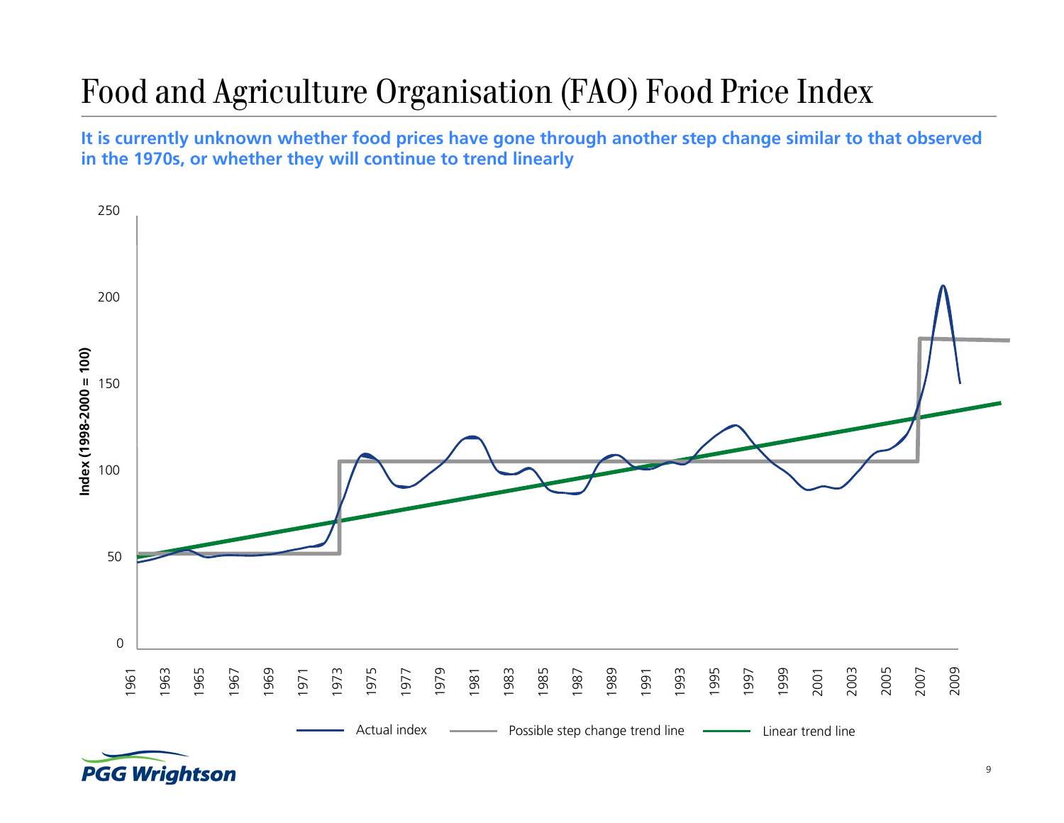# Food and Agriculture Organisation (FAO) Food Price Index

**It is currently unknown whether food prices have gone through another step change similar to that observed in the 1970s, or whether they will continue to trend linearly**

Index (1998-2000 = 100)

250

200

150

100

50

0

1961 1963 1965 1967 1969 1971 1973 1975 1977 1979 1981 1983 1985 1987 1989 1991 1993 1995 1997 1999 2001 2003 2005 2007 2009

Actual index — Possible step change trend line — Linear trend line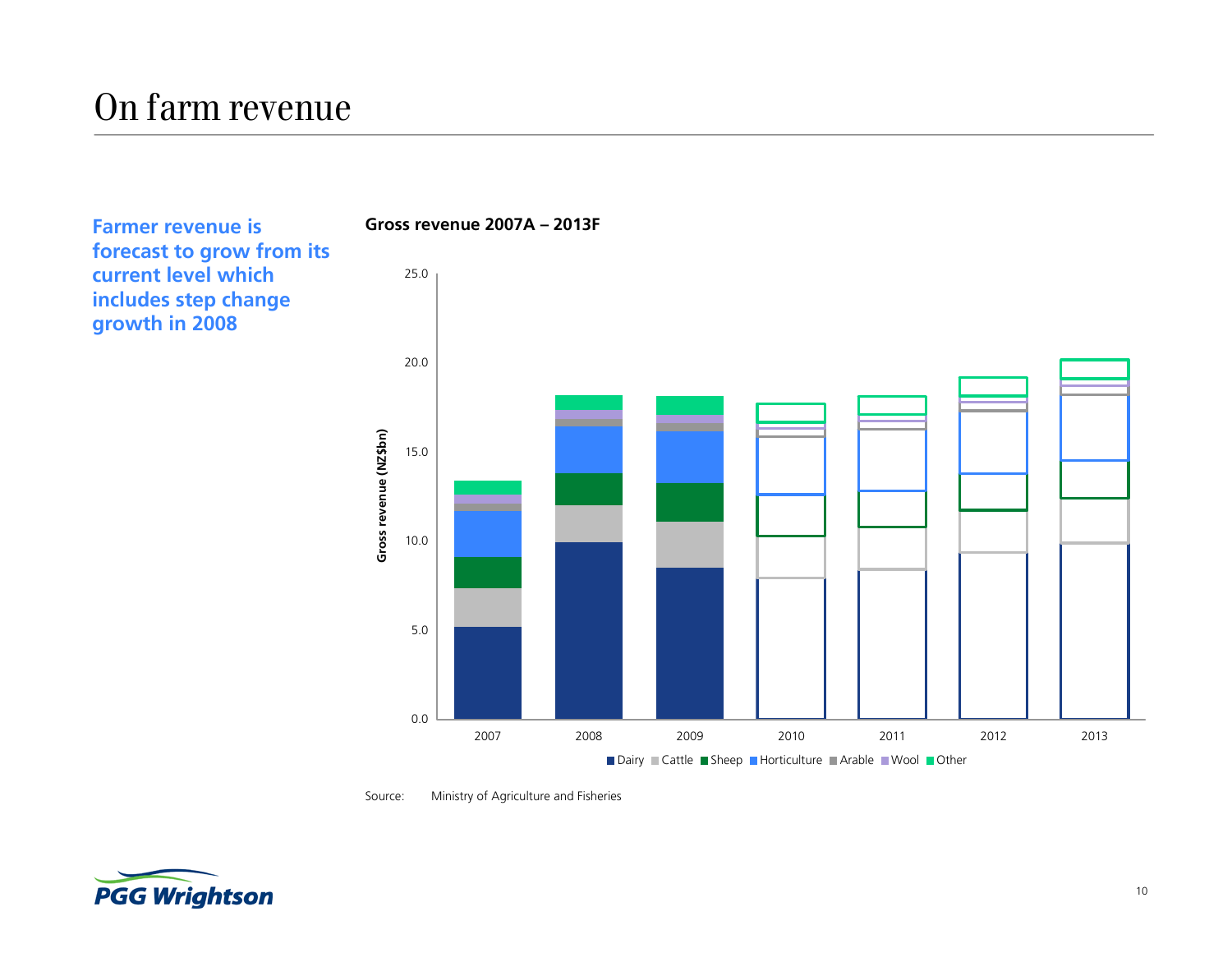# On farm revenue

**Farmer revenue is forecast to grow from its current level which includes step change growth in 2008**

**Gross revenue 2007A – 2013F**

Gross revenue (NZ$bn)

25.0
20.0
15.0
10.0
5.0
0.0

2007 2008 2009 2010 2011 2012 2013

Dairy Cattle Sheep Horticulture Arable Wool Other

Source: Ministry of Agriculture and Fisheries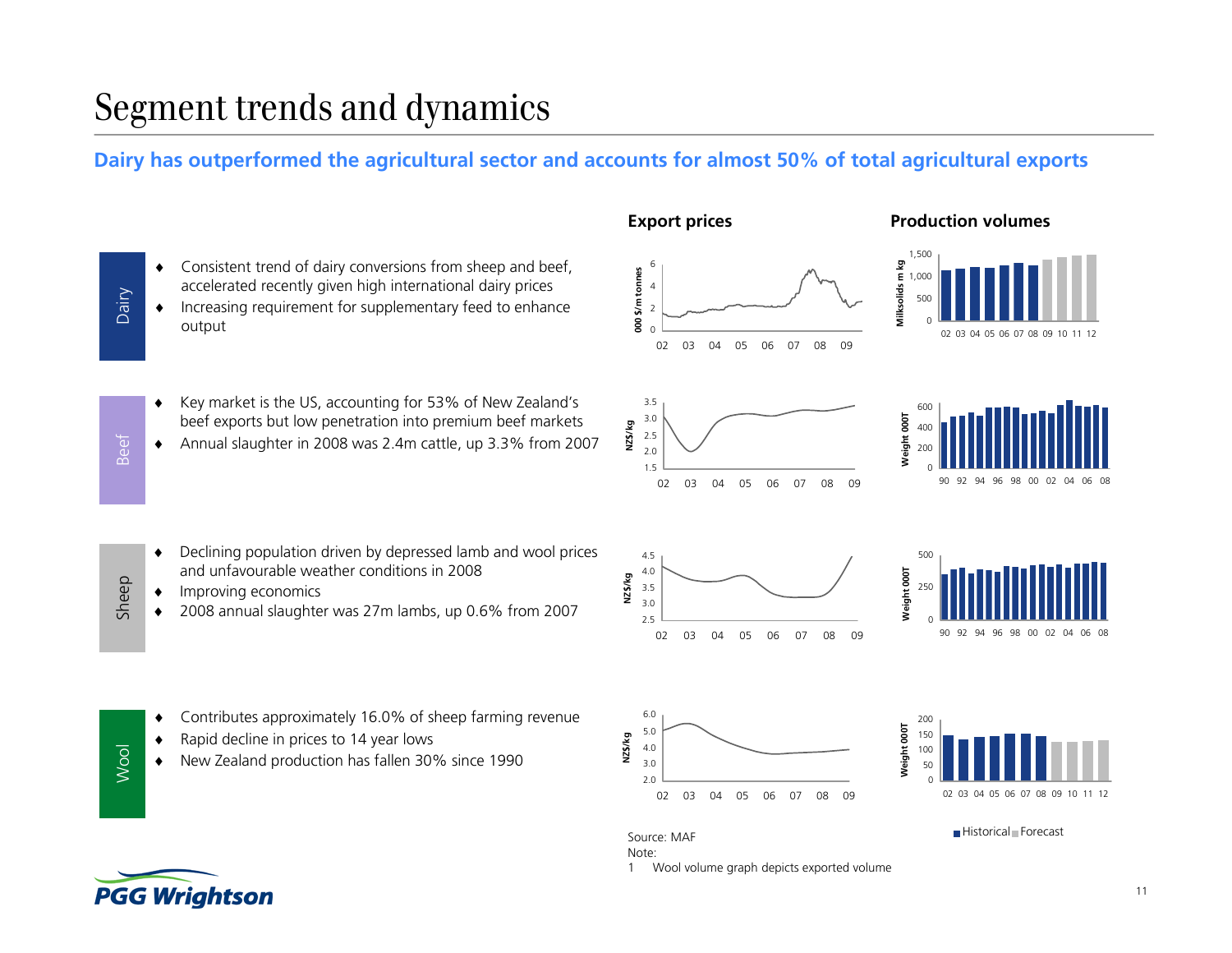# Segment trends and dynamics

## Dairy has outperformed the agricultural sector and accounts for almost 50% of total agricultural exports

**Export prices** | **Production volumes**

### Dairy

- Consistent trend of dairy conversions from sheep and beef, accelerated recently given high international dairy prices
- Increasing requirement for supplementary feed to enhance output

### Beef

- Key market is the US, accounting for 53% of New Zealand's beef exports but low penetration into premium beef markets
- Annual slaughter in 2008 was 2.4m cattle, up 3.3% from 2007

### Sheep

- Declining population driven by depressed lamb and wool prices and unfavourable weather conditions in 2008
- Improving economics
- 2008 annual slaughter was 27m lambs, up 0.6% from 2007

### Wool

- Contributes approximately 16.0% of sheep farming revenue
- Rapid decline in prices to 14 year lows
- New Zealand production has fallen 30% since 1990

Historical / Forecast

Source: MAF

Note:

1 Wool volume graph depicts exported volume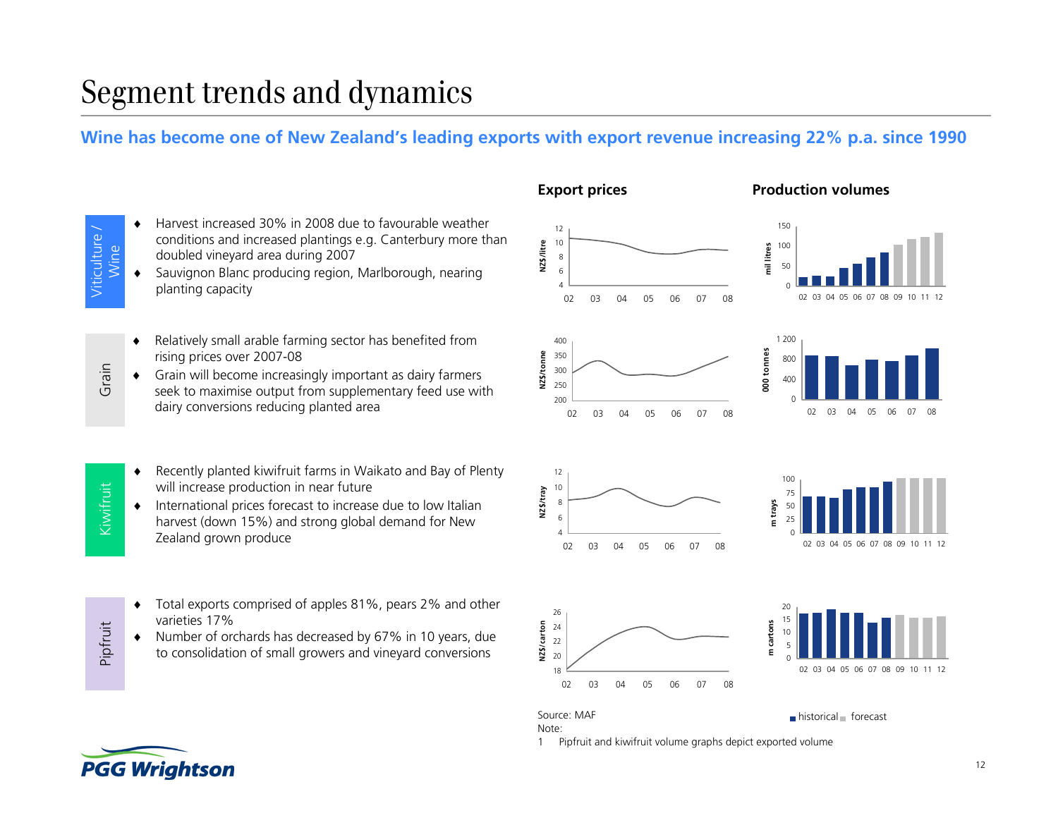# Segment trends and dynamics

**Wine has become one of New Zealand's leading exports with export revenue increasing 22% p.a. since 1990**

**Export prices** | **Production volumes**

### Viticulture / Wine

- Harvest increased 30% in 2008 due to favourable weather conditions and increased plantings e.g. Canterbury more than doubled vineyard area during 2007
- Sauvignon Blanc producing region, Marlborough, nearing planting capacity

### Grain

- Relatively small arable farming sector has benefited from rising prices over 2007-08
- Grain will become increasingly important as dairy farmers seek to maximise output from supplementary feed use with dairy conversions reducing planted area

### Kiwifruit

- Recently planted kiwifruit farms in Waikato and Bay of Plenty will increase production in near future
- International prices forecast to increase due to low Italian harvest (down 15%) and strong global demand for New Zealand grown produce

### Pipfruit

- Total exports comprised of apples 81%, pears 2% and other varieties 17%
- Number of orchards has decreased by 67% in 10 years, due to consolidation of small growers and vineyard conversions

Source: MAF

Note:

1 Pipfruit and kiwifruit volume graphs depict exported volume

■ historical ■ forecast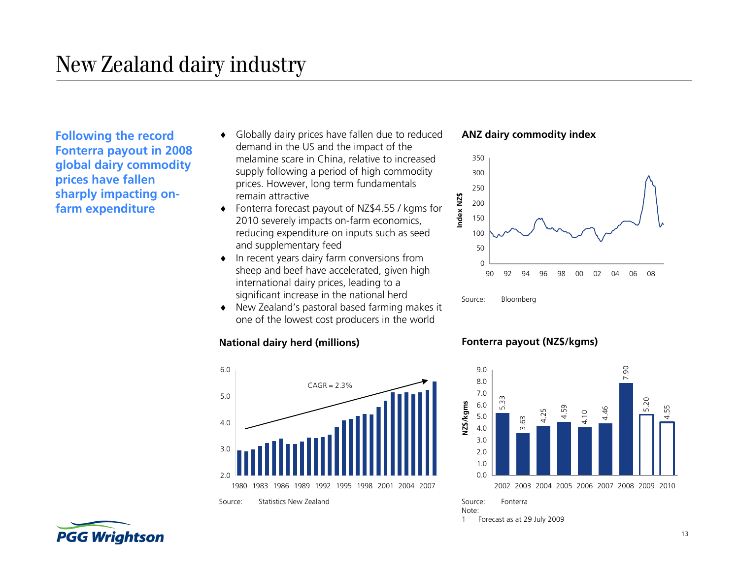# New Zealand dairy industry

**Following the record Fonterra payout in 2008 global dairy commodity prices have fallen sharply impacting on-farm expenditure**

- Globally dairy prices have fallen due to reduced demand in the US and the impact of the melamine scare in China, relative to increased supply following a period of high commodity prices. However, long term fundamentals remain attractive
- Fonterra forecast payout of NZ$4.55 / kgms for 2010 severely impacts on-farm economics, reducing expenditure on inputs such as seed and supplementary feed
- In recent years dairy farm conversions from sheep and beef have accelerated, given high international dairy prices, leading to a significant increase in the national herd
- New Zealand's pastoral based farming makes it one of the lowest cost producers in the world

**ANZ dairy commodity index**

Source: Bloomberg

**National dairy herd (millions)**

CAGR = 2.3%

Source: Statistics New Zealand

**Fonterra payout (NZ$/kgms)**

| Year | NZ$/kgms |
|---|---|
| 2002 | 5.33 |
| 2003 | 3.63 |
| 2004 | 4.25 |
| 2005 | 4.59 |
| 2006 | 4.10 |
| 2007 | 4.46 |
| 2008 | 7.90 |
| 2009 | 5.20 |
| 2010 | 4.55 |

Source: Fonterra

Note:

1 Forecast as at 29 July 2009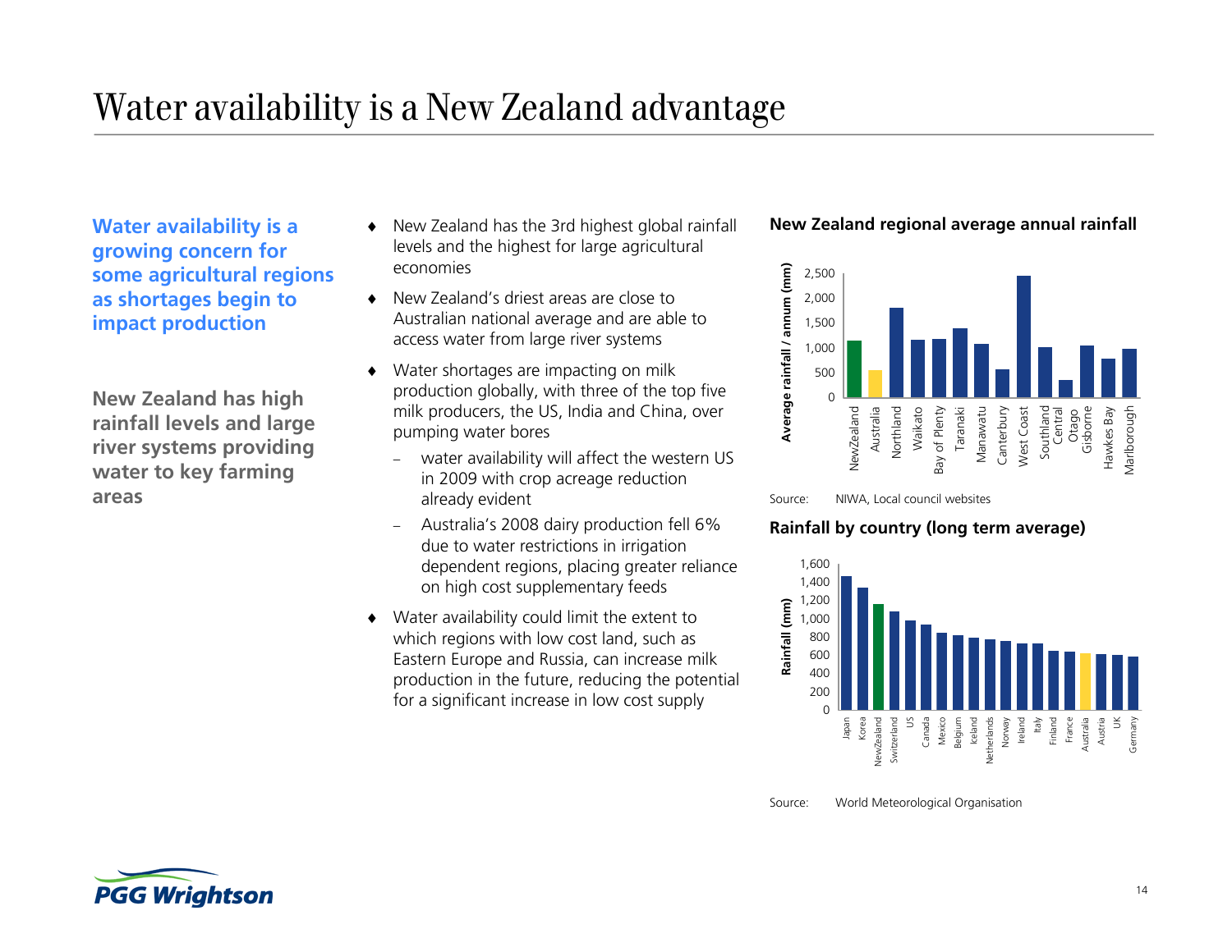# Water availability is a New Zealand advantage

**Water availability is a growing concern for some agricultural regions as shortages begin to impact production**

**New Zealand has high rainfall levels and large river systems providing water to key farming areas**

- New Zealand has the 3rd highest global rainfall levels and the highest for large agricultural economies
- New Zealand's driest areas are close to Australian national average and are able to access water from large river systems
- Water shortages are impacting on milk production globally, with three of the top five milk producers, the US, India and China, over pumping water bores
  - water availability will affect the western US in 2009 with crop acreage reduction already evident
  - Australia's 2008 dairy production fell 6% due to water restrictions in irrigation dependent regions, placing greater reliance on high cost supplementary feeds
- Water availability could limit the extent to which regions with low cost land, such as Eastern Europe and Russia, can increase milk production in the future, reducing the potential for a significant increase in low cost supply

**New Zealand regional average annual rainfall**

Average rainfall / annum (mm): NewZealand, Australia, Northland, Waikato, Bay of Plenty, Taranaki, Manawatu, Canterbury, West Coast, Southland, Central Otago, Gisborne, Hawkes Bay, Marlborough

Source: NIWA, Local council websites

**Rainfall by country (long term average)**

Rainfall (mm): Japan, Korea, NewZealand, Switzerland, US, Canada, Mexico, Belgium, Iceland, Netherlands, Norway, Ireland, Italy, Finland, France, Australia, Austria, UK, Germany

Source: World Meteorological Organisation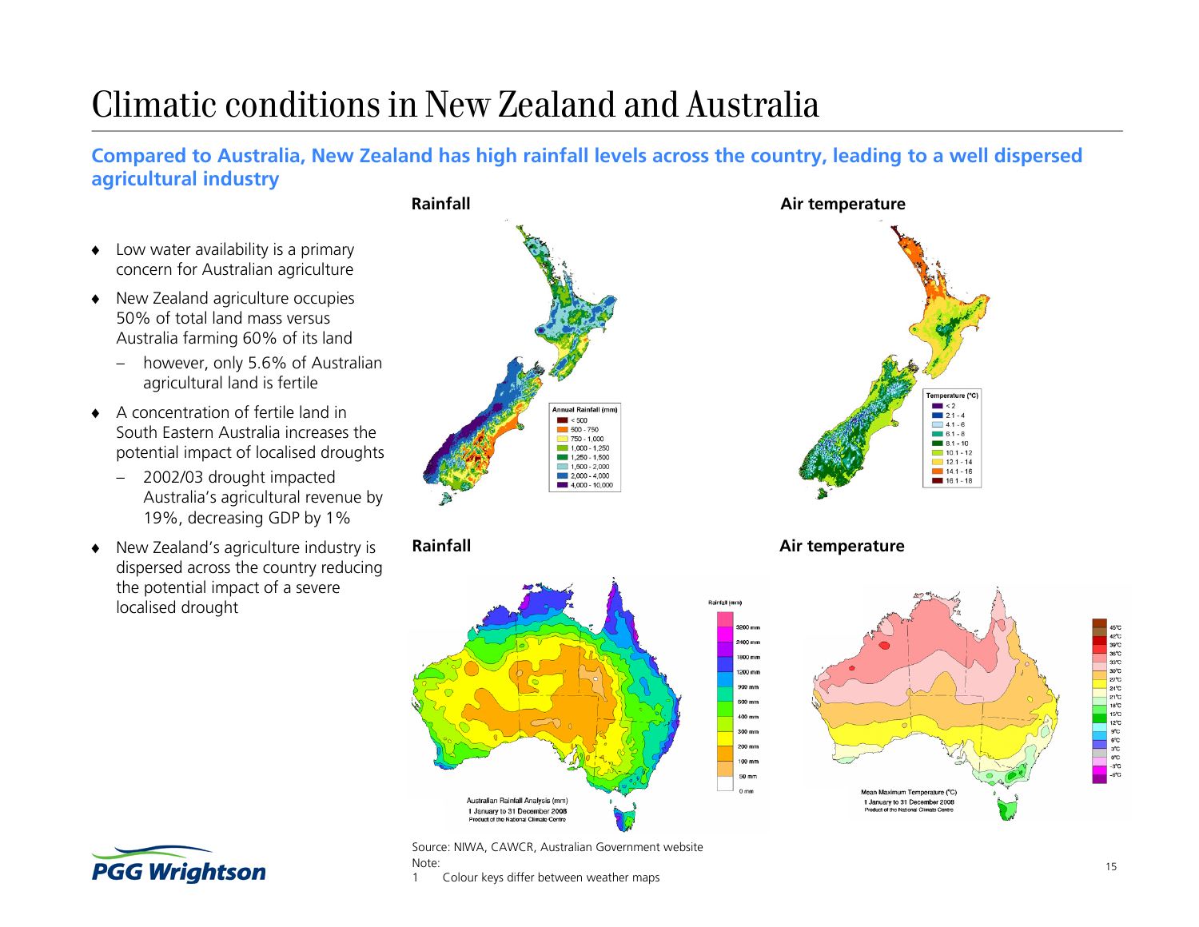# Climatic conditions in New Zealand and Australia

**Compared to Australia, New Zealand has high rainfall levels across the country, leading to a well dispersed agricultural industry**

- Low water availability is a primary concern for Australian agriculture
- New Zealand agriculture occupies 50% of total land mass versus Australia farming 60% of its land
  - however, only 5.6% of Australian agricultural land is fertile
- A concentration of fertile land in South Eastern Australia increases the potential impact of localised droughts
  - 2002/03 drought impacted Australia's agricultural revenue by 19%, decreasing GDP by 1%
- New Zealand's agriculture industry is dispersed across the country reducing the potential impact of a severe localised drought

**Rainfall**

**Air temperature**

**Rainfall**

**Air temperature**

Source: NIWA, CAWCR, Australian Government website

Note:

1 Colour keys differ between weather maps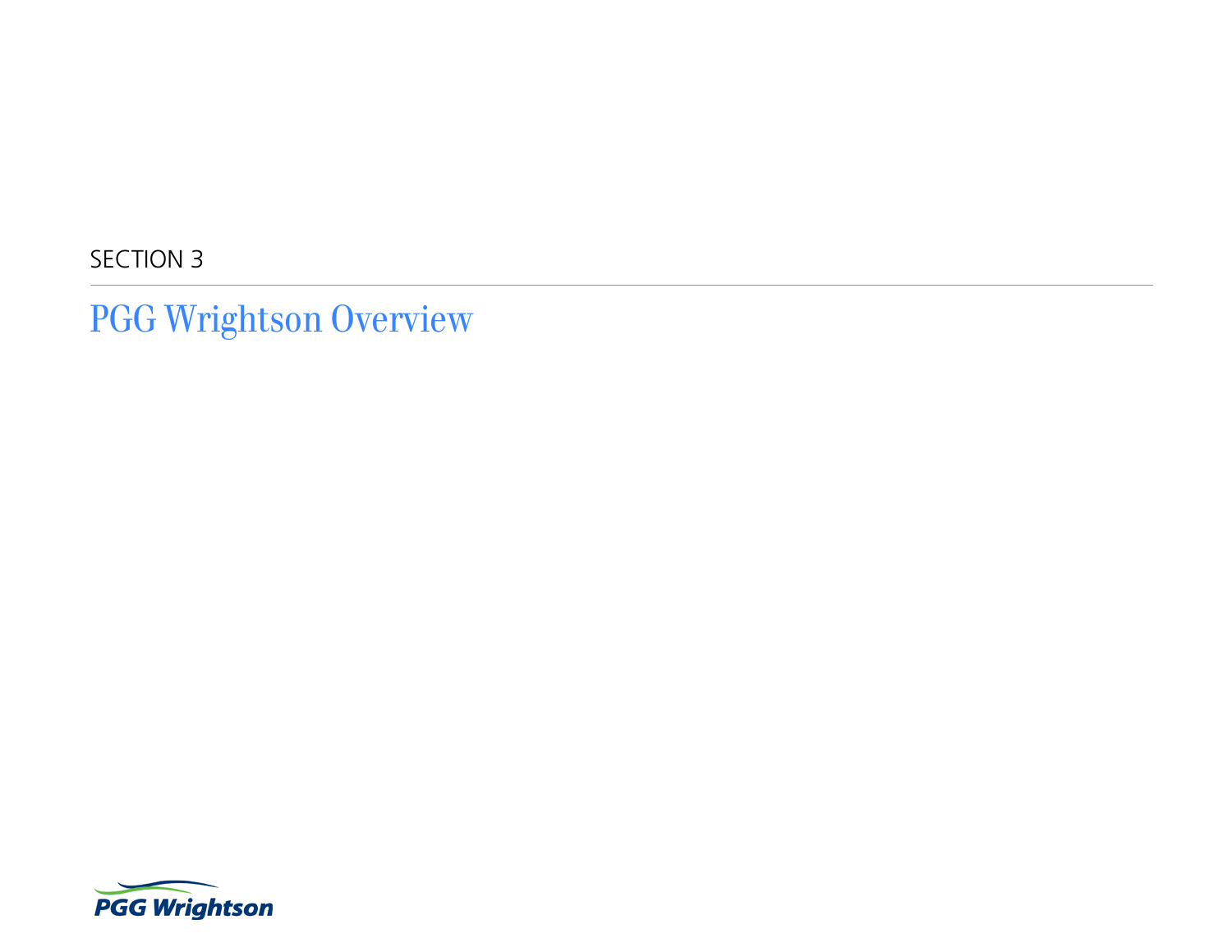SECTION 3

# PGG Wrightson Overview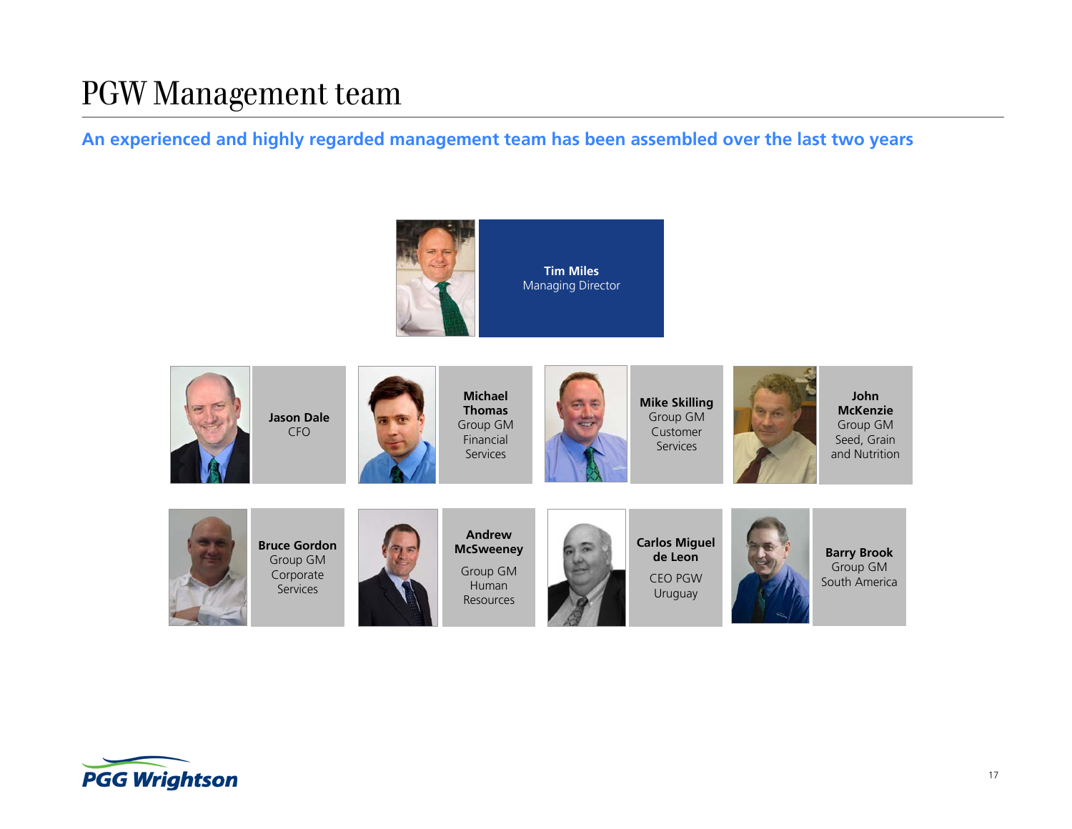# PGW Management team

**An experienced and highly regarded management team has been assembled over the last two years**

**Tim Miles**
Managing Director

**Jason Dale**
CFO

**Michael Thomas**
Group GM Financial Services

**Mike Skilling**
Group GM Customer Services

**John McKenzie**
Group GM Seed, Grain and Nutrition

**Bruce Gordon**
Group GM Corporate Services

**Andrew McSweeney**
Group GM Human Resources

**Carlos Miguel de Leon**
CEO PGW Uruguay

**Barry Brook**
Group GM South America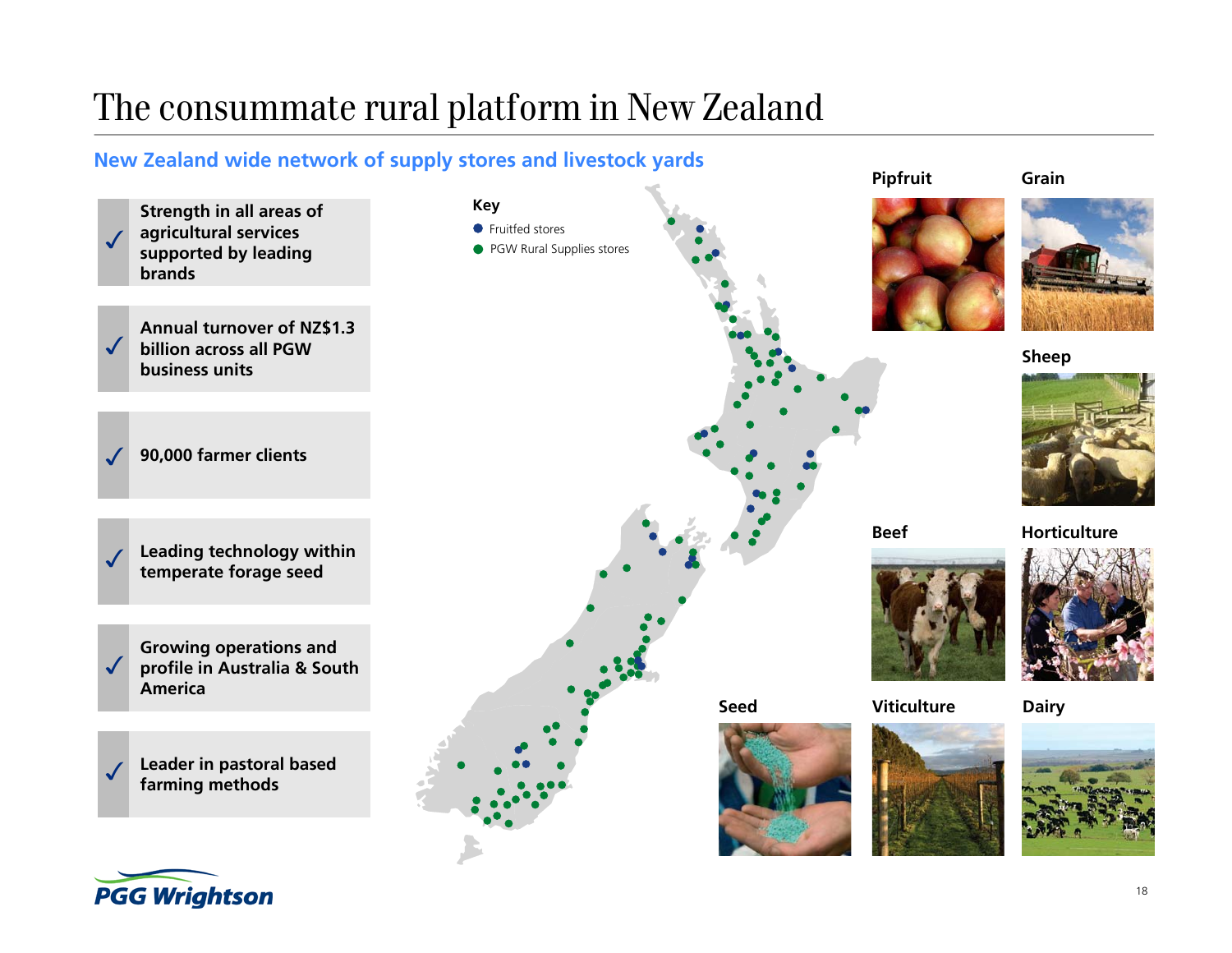# The consummate rural platform in New Zealand

## New Zealand wide network of supply stores and livestock yards

- ✓ Strength in all areas of agricultural services supported by leading brands
- ✓ Annual turnover of NZ$1.3 billion across all PGW business units
- ✓ 90,000 farmer clients
- ✓ Leading technology within temperate forage seed
- ✓ Growing operations and profile in Australia & South America
- ✓ Leader in pastoral based farming methods

**Key**

- Fruitfed stores
- PGW Rural Supplies stores

Pipfruit

Grain

Sheep

Beef

Horticulture

Seed

Viticulture

Dairy

PGG Wrightson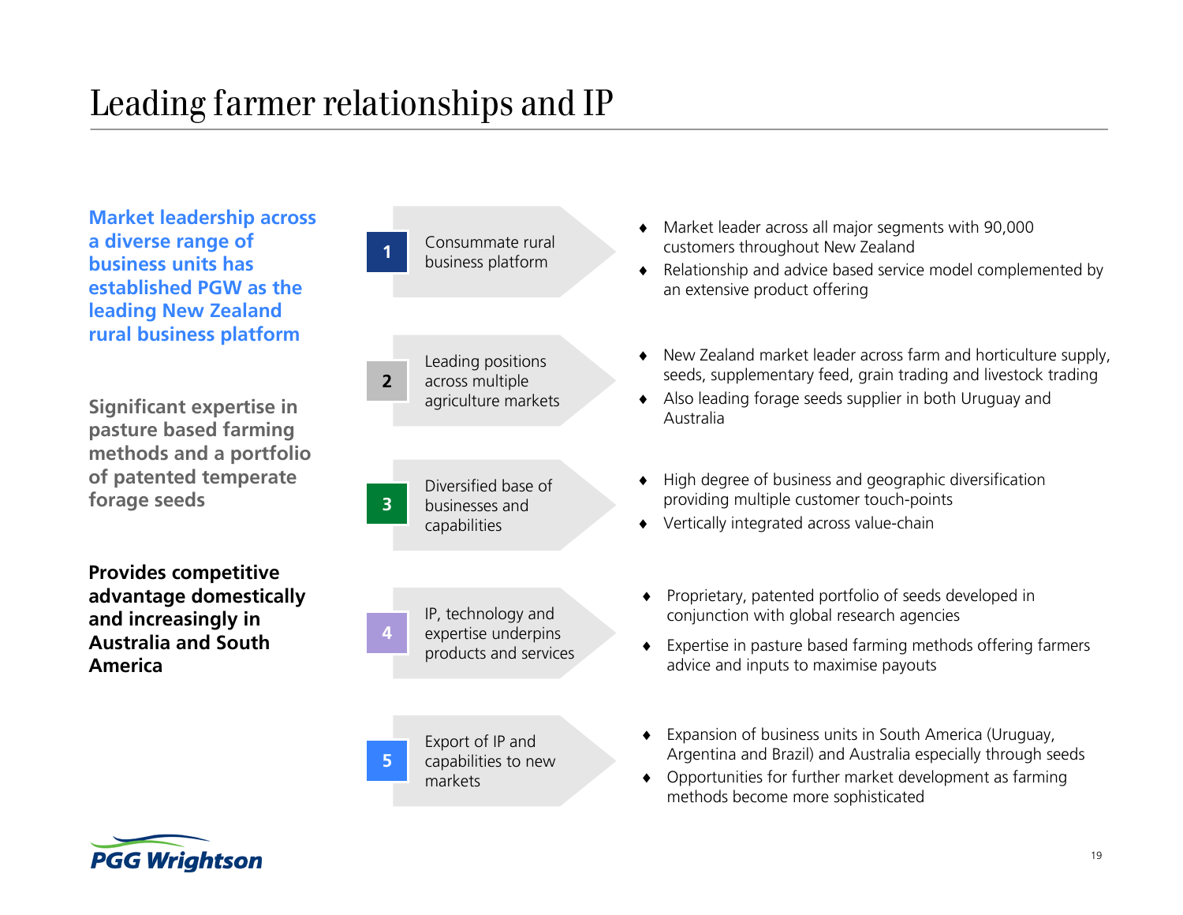# Leading farmer relationships and IP

**Market leadership across a diverse range of business units has established PGW as the leading New Zealand rural business platform**

**Significant expertise in pasture based farming methods and a portfolio of patented temperate forage seeds**

**Provides competitive advantage domestically and increasingly in Australia and South America**

**1 Consummate rural business platform**

- Market leader across all major segments with 90,000 customers throughout New Zealand
- Relationship and advice based service model complemented by an extensive product offering

**2 Leading positions across multiple agriculture markets**

- New Zealand market leader across farm and horticulture supply, seeds, supplementary feed, grain trading and livestock trading
- Also leading forage seeds supplier in both Uruguay and Australia

**3 Diversified base of businesses and capabilities**

- High degree of business and geographic diversification providing multiple customer touch-points
- Vertically integrated across value-chain

**4 IP, technology and expertise underpins products and services**

- Proprietary, patented portfolio of seeds developed in conjunction with global research agencies
- Expertise in pasture based farming methods offering farmers advice and inputs to maximise payouts

**5 Export of IP and capabilities to new markets**

- Expansion of business units in South America (Uruguay, Argentina and Brazil) and Australia especially through seeds
- Opportunities for further market development as farming methods become more sophisticated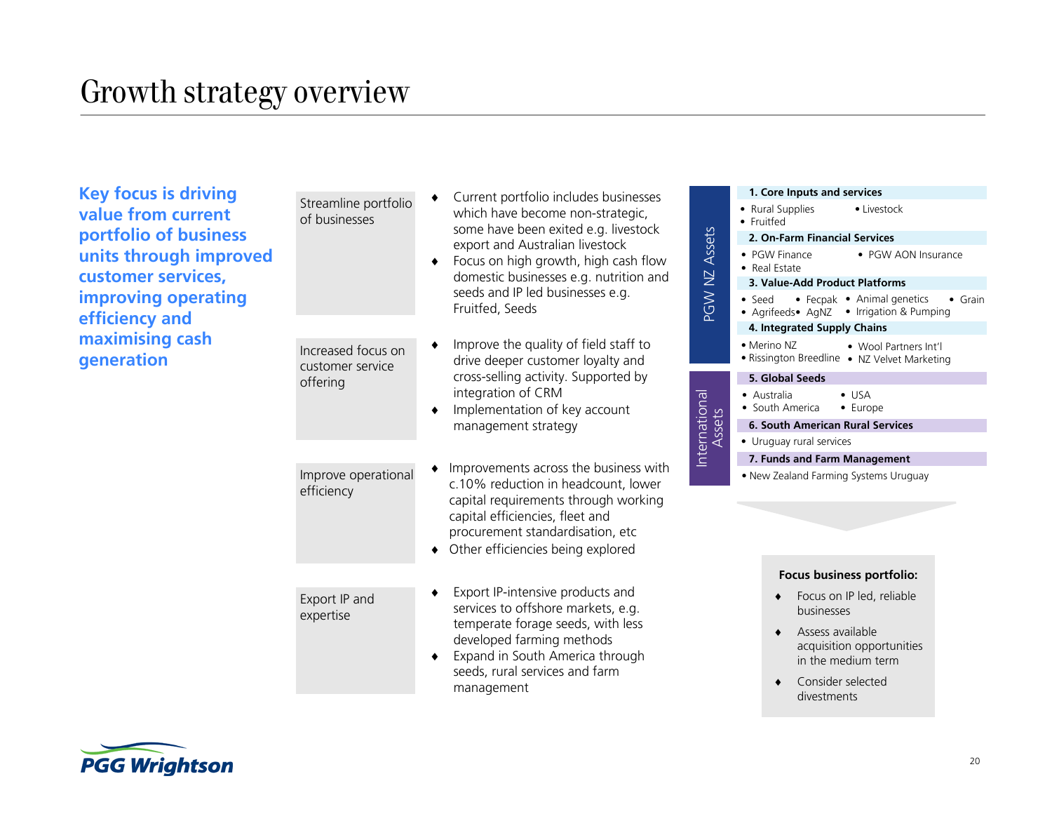# Growth strategy overview

**Key focus is driving value from current portfolio of business units through improved customer services, improving operating efficiency and maximising cash generation**

| Strategy | Details |
|---|---|
| Streamline portfolio of businesses | ♦ Current portfolio includes businesses which have become non-strategic, some have been exited e.g. livestock export and Australian livestock<br>♦ Focus on high growth, high cash flow domestic businesses e.g. nutrition and seeds and IP led businesses e.g. Fruitfed, Seeds |
| Increased focus on customer service offering | ♦ Improve the quality of field staff to drive deeper customer loyalty and cross-selling activity. Supported by integration of CRM<br>♦ Implementation of key account management strategy |
| Improve operational efficiency | ♦ Improvements across the business with c.10% reduction in headcount, lower capital requirements through working capital efficiencies, fleet and procurement standardisation, etc<br>♦ Other efficiencies being explored |
| Export IP and expertise | ♦ Export IP-intensive products and services to offshore markets, e.g. temperate forage seeds, with less developed farming methods<br>♦ Expand in South America through seeds, rural services and farm management |

## PGW NZ Assets

**1. Core Inputs and services**
- Rural Supplies
- Livestock
- Fruitfed

**2. On-Farm Financial Services**
- PGW Finance
- PGW AON Insurance
- Real Estate

**3. Value-Add Product Platforms**
- Seed
- Fecpak
- Animal genetics
- Grain
- Agrifeeds
- AgNZ
- Irrigation & Pumping

**4. Integrated Supply Chains**
- Merino NZ
- Wool Partners Int'l
- Rissington Breedline
- NZ Velvet Marketing

## International Assets

**5. Global Seeds**
- Australia
- USA
- South America
- Europe

**6. South American Rural Services**
- Uruguay rural services

**7. Funds and Farm Management**
- New Zealand Farming Systems Uruguay

**Focus business portfolio:**

- ♦ Focus on IP led, reliable businesses
- ♦ Assess available acquisition opportunities in the medium term
- ♦ Consider selected divestments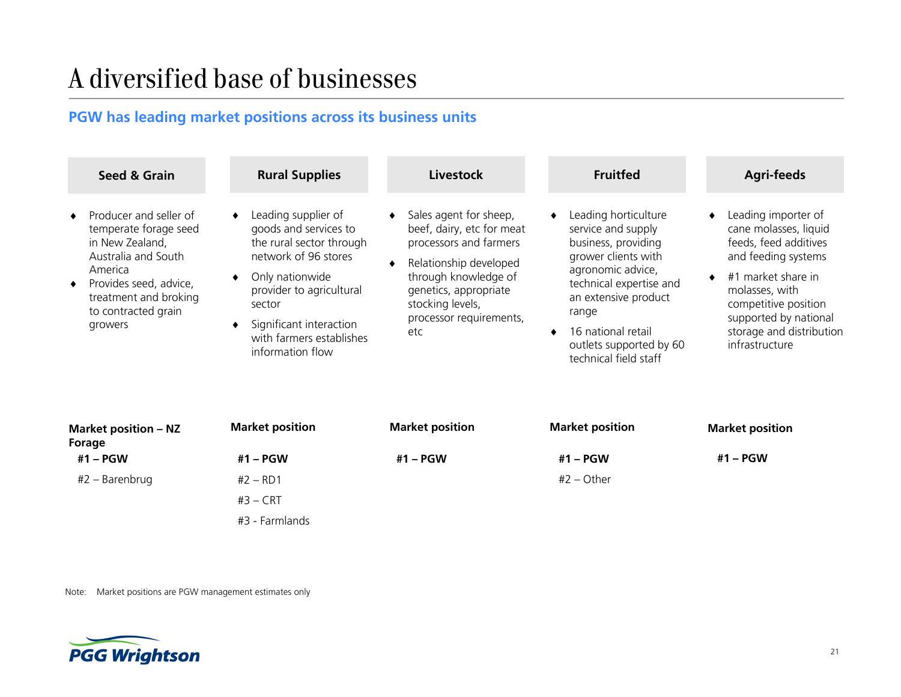# A diversified base of businesses

## PGW has leading market positions across its business units

### Seed & Grain

- Producer and seller of temperate forage seed in New Zealand, Australia and South America
- Provides seed, advice, treatment and broking to contracted grain growers

**Market position – NZ Forage**

**#1 – PGW**

#2 – Barenbrug

### Rural Supplies

- Leading supplier of goods and services to the rural sector through network of 96 stores
- Only nationwide provider to agricultural sector
- Significant interaction with farmers establishes information flow

**Market position**

**#1 – PGW**

#2 – RD1

#3 – CRT

#3 - Farmlands

### Livestock

- Sales agent for sheep, beef, dairy, etc for meat processors and farmers
- Relationship developed through knowledge of genetics, appropriate stocking levels, processor requirements, etc

**Market position**

**#1 – PGW**

### Fruitfed

- Leading horticulture service and supply business, providing grower clients with agronomic advice, technical expertise and an extensive product range
- 16 national retail outlets supported by 60 technical field staff

**Market position**

**#1 – PGW**

#2 – Other

### Agri-feeds

- Leading importer of cane molasses, liquid feeds, feed additives and feeding systems
- #1 market share in molasses, with competitive position supported by national storage and distribution infrastructure

**Market position**

**#1 – PGW**

Note: Market positions are PGW management estimates only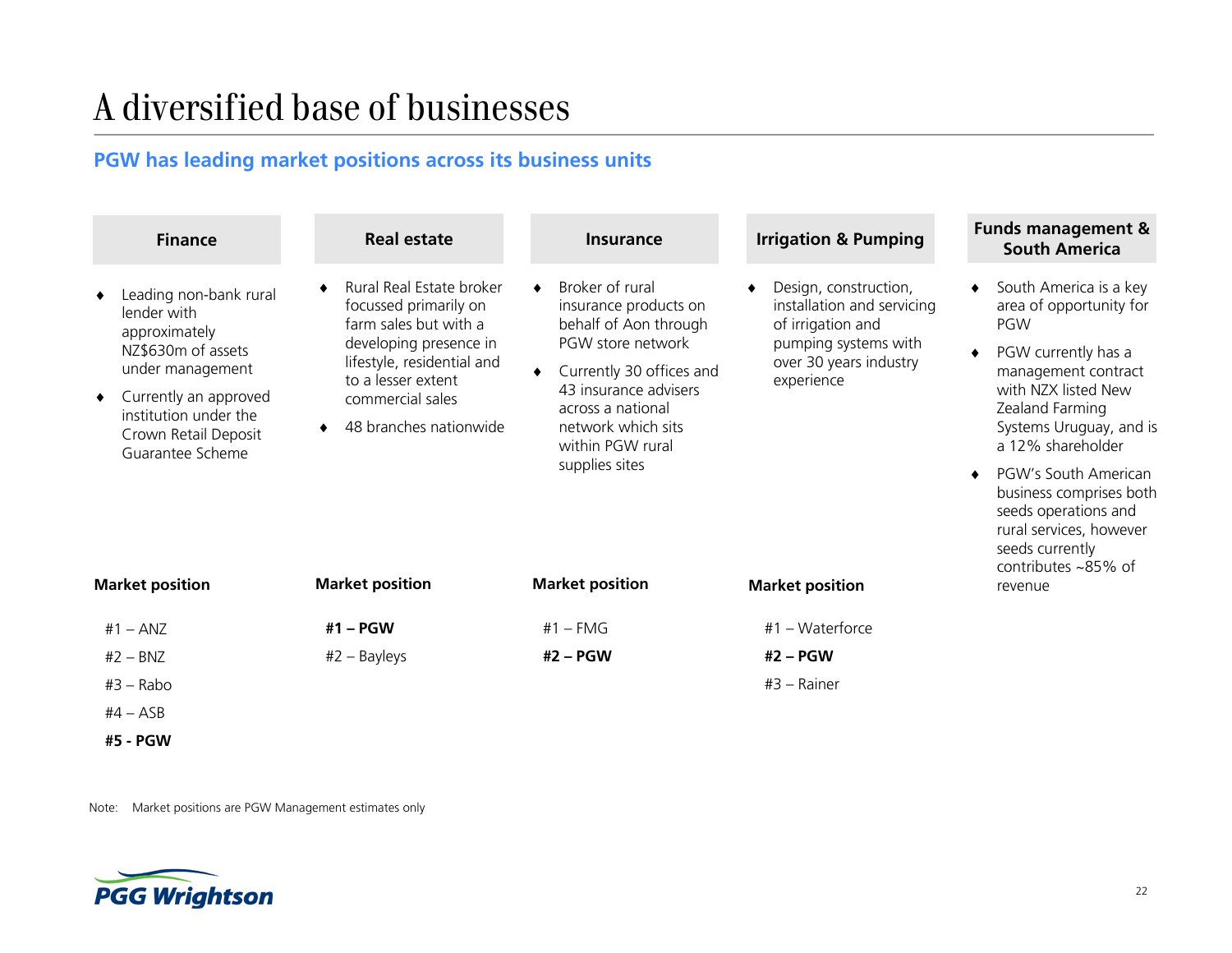# A diversified base of businesses

## PGW has leading market positions across its business units

### Finance

- Leading non-bank rural lender with approximately NZ$630m of assets under management
- Currently an approved institution under the Crown Retail Deposit Guarantee Scheme

**Market position**

#1 – ANZ

#2 – BNZ

#3 – Rabo

#4 – ASB

**#5 - PGW**

### Real estate

- Rural Real Estate broker focussed primarily on farm sales but with a developing presence in lifestyle, residential and to a lesser extent commercial sales
- 48 branches nationwide

**Market position**

**#1 – PGW**

#2 – Bayleys

### Insurance

- Broker of rural insurance products on behalf of Aon through PGW store network
- Currently 30 offices and 43 insurance advisers across a national network which sits within PGW rural supplies sites

**Market position**

#1 – FMG

**#2 – PGW**

### Irrigation & Pumping

- Design, construction, installation and servicing of irrigation and pumping systems with over 30 years industry experience

**Market position**

#1 – Waterforce

**#2 – PGW**

#3 – Rainer

### Funds management & South America

- South America is a key area of opportunity for PGW
- PGW currently has a management contract with NZX listed New Zealand Farming Systems Uruguay, and is a 12% shareholder
- PGW's South American business comprises both seeds operations and rural services, however seeds currently contributes ~85% of revenue

Note: Market positions are PGW Management estimates only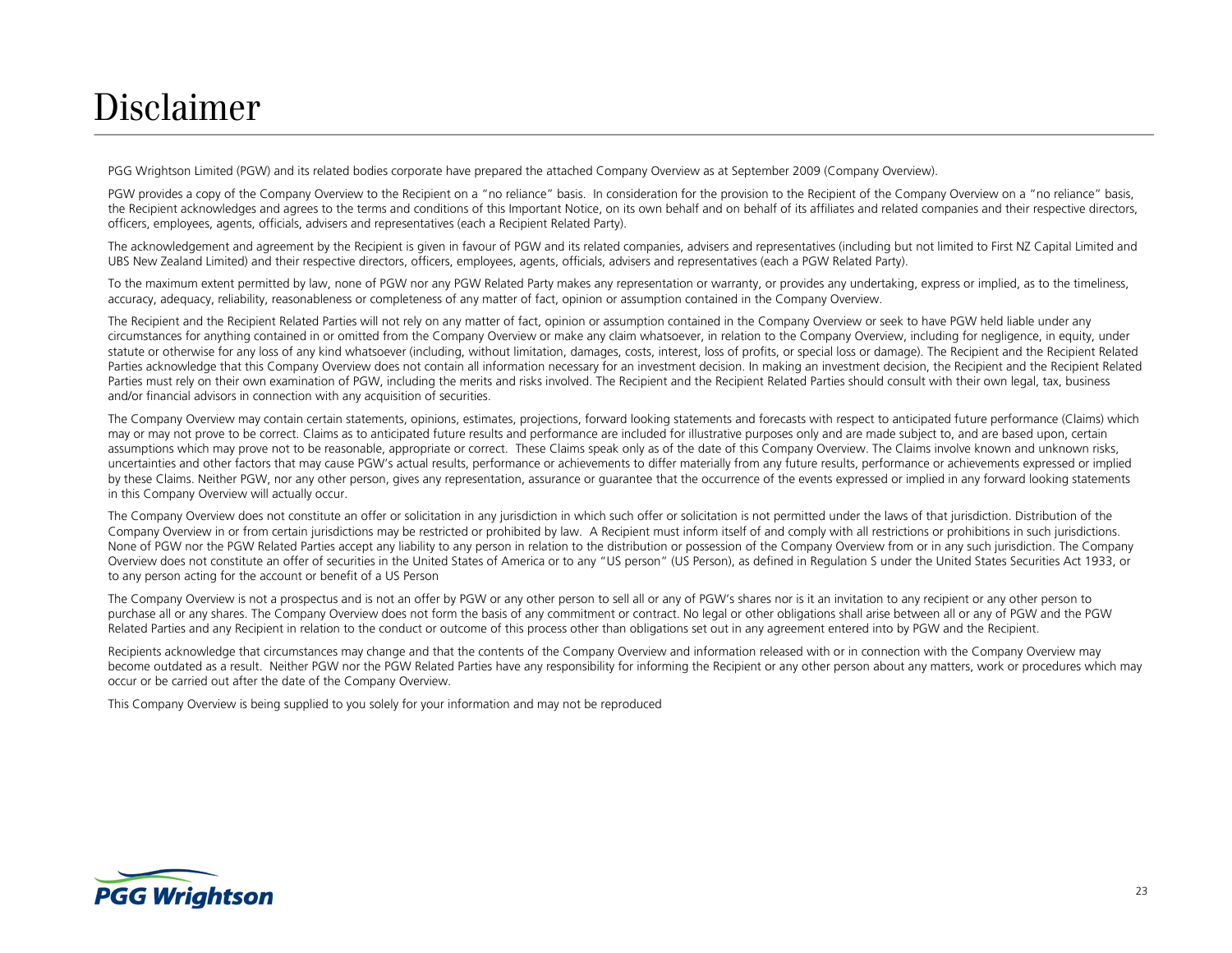# Disclaimer

PGG Wrightson Limited (PGW) and its related bodies corporate have prepared the attached Company Overview as at September 2009 (Company Overview).

PGW provides a copy of the Company Overview to the Recipient on a "no reliance" basis. In consideration for the provision to the Recipient of the Company Overview on a "no reliance" basis, the Recipient acknowledges and agrees to the terms and conditions of this Important Notice, on its own behalf and on behalf of its affiliates and related companies and their respective directors, officers, employees, agents, officials, advisers and representatives (each a Recipient Related Party).

The acknowledgement and agreement by the Recipient is given in favour of PGW and its related companies, advisers and representatives (including but not limited to First NZ Capital Limited and UBS New Zealand Limited) and their respective directors, officers, employees, agents, officials, advisers and representatives (each a PGW Related Party).

To the maximum extent permitted by law, none of PGW nor any PGW Related Party makes any representation or warranty, or provides any undertaking, express or implied, as to the timeliness, accuracy, adequacy, reliability, reasonableness or completeness of any matter of fact, opinion or assumption contained in the Company Overview.

The Recipient and the Recipient Related Parties will not rely on any matter of fact, opinion or assumption contained in the Company Overview or seek to have PGW held liable under any circumstances for anything contained in or omitted from the Company Overview or make any claim whatsoever, in relation to the Company Overview, including for negligence, in equity, under statute or otherwise for any loss of any kind whatsoever (including, without limitation, damages, costs, interest, loss of profits, or special loss or damage). The Recipient and the Recipient Related Parties acknowledge that this Company Overview does not contain all information necessary for an investment decision. In making an investment decision, the Recipient and the Recipient Related Parties must rely on their own examination of PGW, including the merits and risks involved. The Recipient and the Recipient Related Parties should consult with their own legal, tax, business and/or financial advisors in connection with any acquisition of securities.

The Company Overview may contain certain statements, opinions, estimates, projections, forward looking statements and forecasts with respect to anticipated future performance (Claims) which may or may not prove to be correct. Claims as to anticipated future results and performance are included for illustrative purposes only and are made subject to, and are based upon, certain assumptions which may prove not to be reasonable, appropriate or correct. These Claims speak only as of the date of this Company Overview. The Claims involve known and unknown risks, uncertainties and other factors that may cause PGW's actual results, performance or achievements to differ materially from any future results, performance or achievements expressed or implied by these Claims. Neither PGW, nor any other person, gives any representation, assurance or guarantee that the occurrence of the events expressed or implied in any forward looking statements in this Company Overview will actually occur.

The Company Overview does not constitute an offer or solicitation in any jurisdiction in which such offer or solicitation is not permitted under the laws of that jurisdiction. Distribution of the Company Overview in or from certain jurisdictions may be restricted or prohibited by law. A Recipient must inform itself of and comply with all restrictions or prohibitions in such jurisdictions. None of PGW nor the PGW Related Parties accept any liability to any person in relation to the distribution or possession of the Company Overview from or in any such jurisdiction. The Company Overview does not constitute an offer of securities in the United States of America or to any "US person" (US Person), as defined in Regulation S under the United States Securities Act 1933, or to any person acting for the account or benefit of a US Person

The Company Overview is not a prospectus and is not an offer by PGW or any other person to sell all or any of PGW's shares nor is it an invitation to any recipient or any other person to purchase all or any shares. The Company Overview does not form the basis of any commitment or contract. No legal or other obligations shall arise between all or any of PGW and the PGW Related Parties and any Recipient in relation to the conduct or outcome of this process other than obligations set out in any agreement entered into by PGW and the Recipient.

Recipients acknowledge that circumstances may change and that the contents of the Company Overview and information released with or in connection with the Company Overview may become outdated as a result. Neither PGW nor the PGW Related Parties have any responsibility for informing the Recipient or any other person about any matters, work or procedures which may occur or be carried out after the date of the Company Overview.

This Company Overview is being supplied to you solely for your information and may not be reproduced